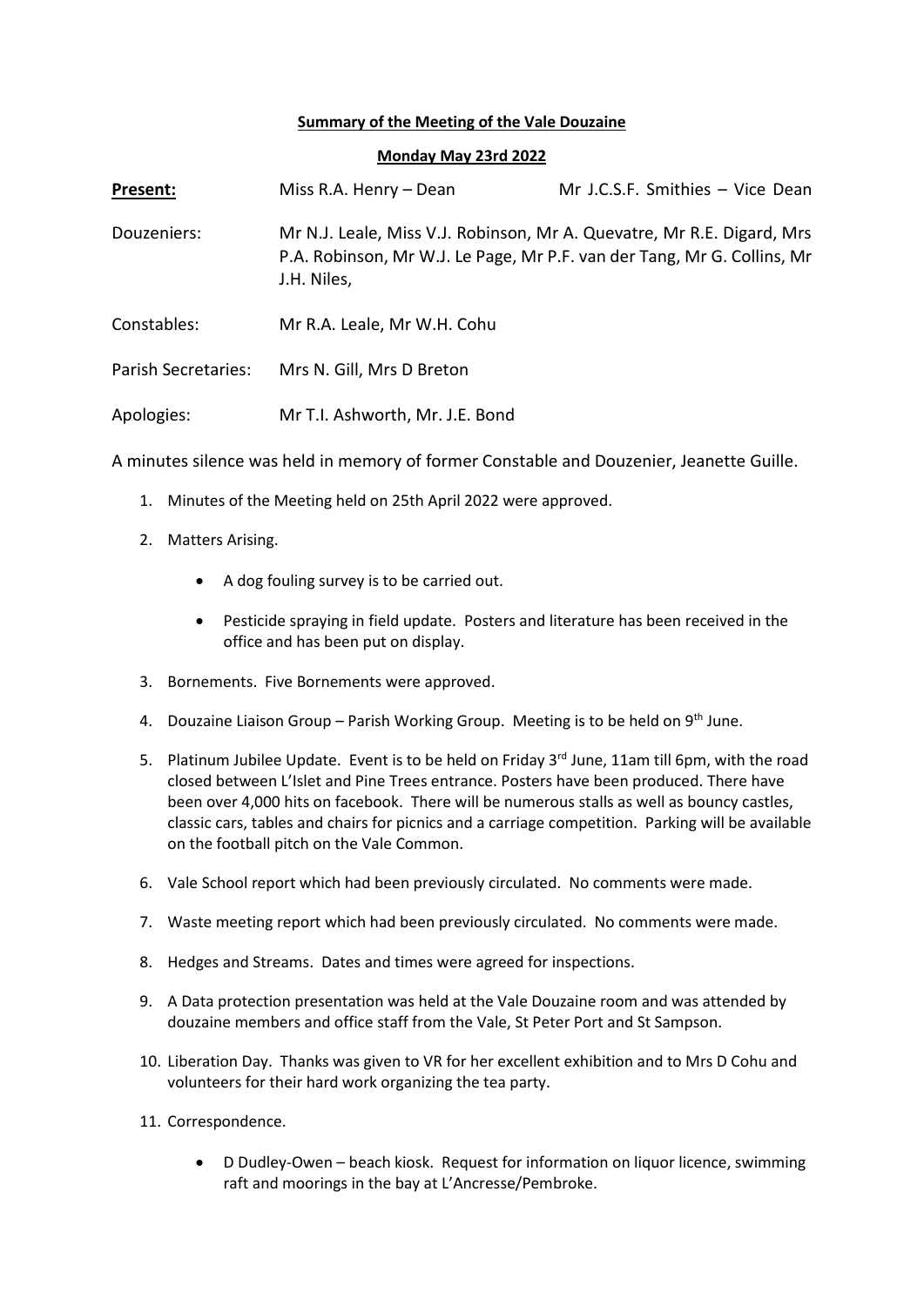**Summary of the Meeting of the Vale Douzaine**

**Monday May 23rd 2022**

**Present:** Miss R.A. Henry – Dean    Mr J.C.S.F. Smithies – Vice Dean

Douzeniers: Mr N.J. Leale, Miss V.J. Robinson, Mr A. Quevatre, Mr R.E. Digard, Mrs P.A. Robinson, Mr W.J. Le Page, Mr P.F. van der Tang, Mr G. Collins, Mr J.H. Niles,

Constables: Mr R.A. Leale, Mr W.H. Cohu

Parish Secretaries: Mrs N. Gill, Mrs D Breton

Apologies: Mr T.I. Ashworth, Mr. J.E. Bond

A minutes silence was held in memory of former Constable and Douzenier, Jeanette Guille.

1. Minutes of the Meeting held on 25th April 2022 were approved.
2. Matters Arising.
   - A dog fouling survey is to be carried out.
   - Pesticide spraying in field update. Posters and literature has been received in the office and has been put on display.
3. Bornements. Five Bornements were approved.
4. Douzaine Liaison Group – Parish Working Group. Meeting is to be held on 9th June.
5. Platinum Jubilee Update. Event is to be held on Friday 3rd June, 11am till 6pm, with the road closed between L'Islet and Pine Trees entrance. Posters have been produced. There have been over 4,000 hits on facebook. There will be numerous stalls as well as bouncy castles, classic cars, tables and chairs for picnics and a carriage competition. Parking will be available on the football pitch on the Vale Common.
6. Vale School report which had been previously circulated. No comments were made.
7. Waste meeting report which had been previously circulated. No comments were made.
8. Hedges and Streams. Dates and times were agreed for inspections.
9. A Data protection presentation was held at the Vale Douzaine room and was attended by douzaine members and office staff from the Vale, St Peter Port and St Sampson.
10. Liberation Day. Thanks was given to VR for her excellent exhibition and to Mrs D Cohu and volunteers for their hard work organizing the tea party.
11. Correspondence.
    - D Dudley-Owen – beach kiosk. Request for information on liquor licence, swimming raft and moorings in the bay at L'Ancresse/Pembroke.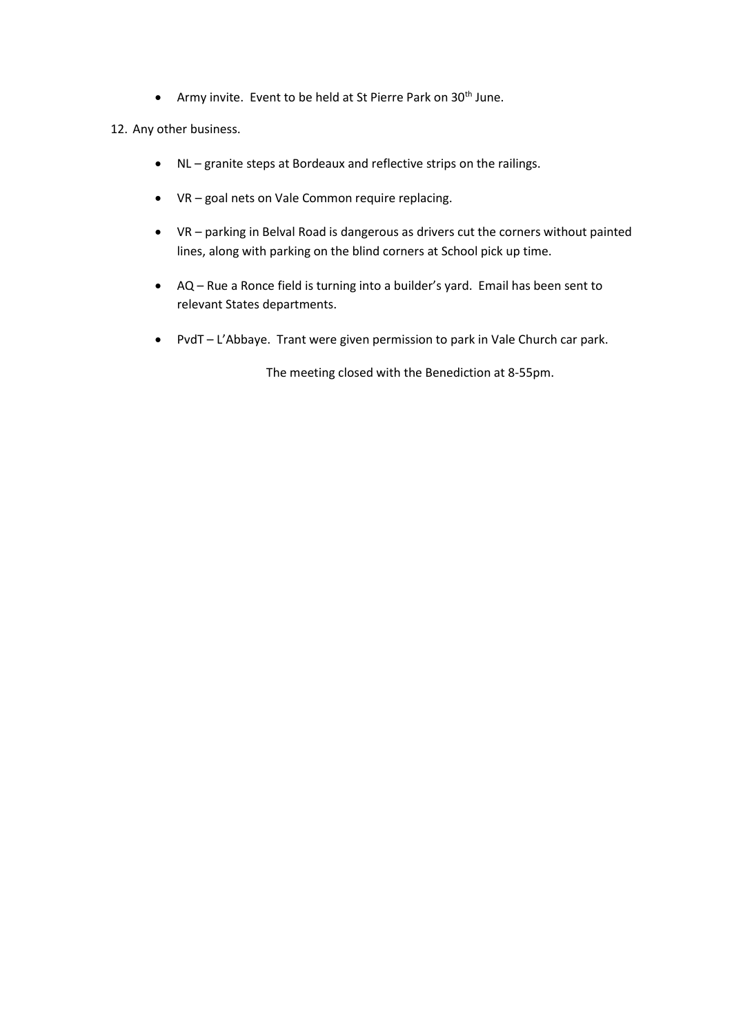- Army invite. Event to be held at St Pierre Park on 30th June.

12. Any other business.

    - NL – granite steps at Bordeaux and reflective strips on the railings.
    - VR – goal nets on Vale Common require replacing.
    - VR – parking in Belval Road is dangerous as drivers cut the corners without painted lines, along with parking on the blind corners at School pick up time.
    - AQ – Rue a Ronce field is turning into a builder's yard. Email has been sent to relevant States departments.
    - PvdT – L'Abbaye. Trant were given permission to park in Vale Church car park.

The meeting closed with the Benediction at 8-55pm.